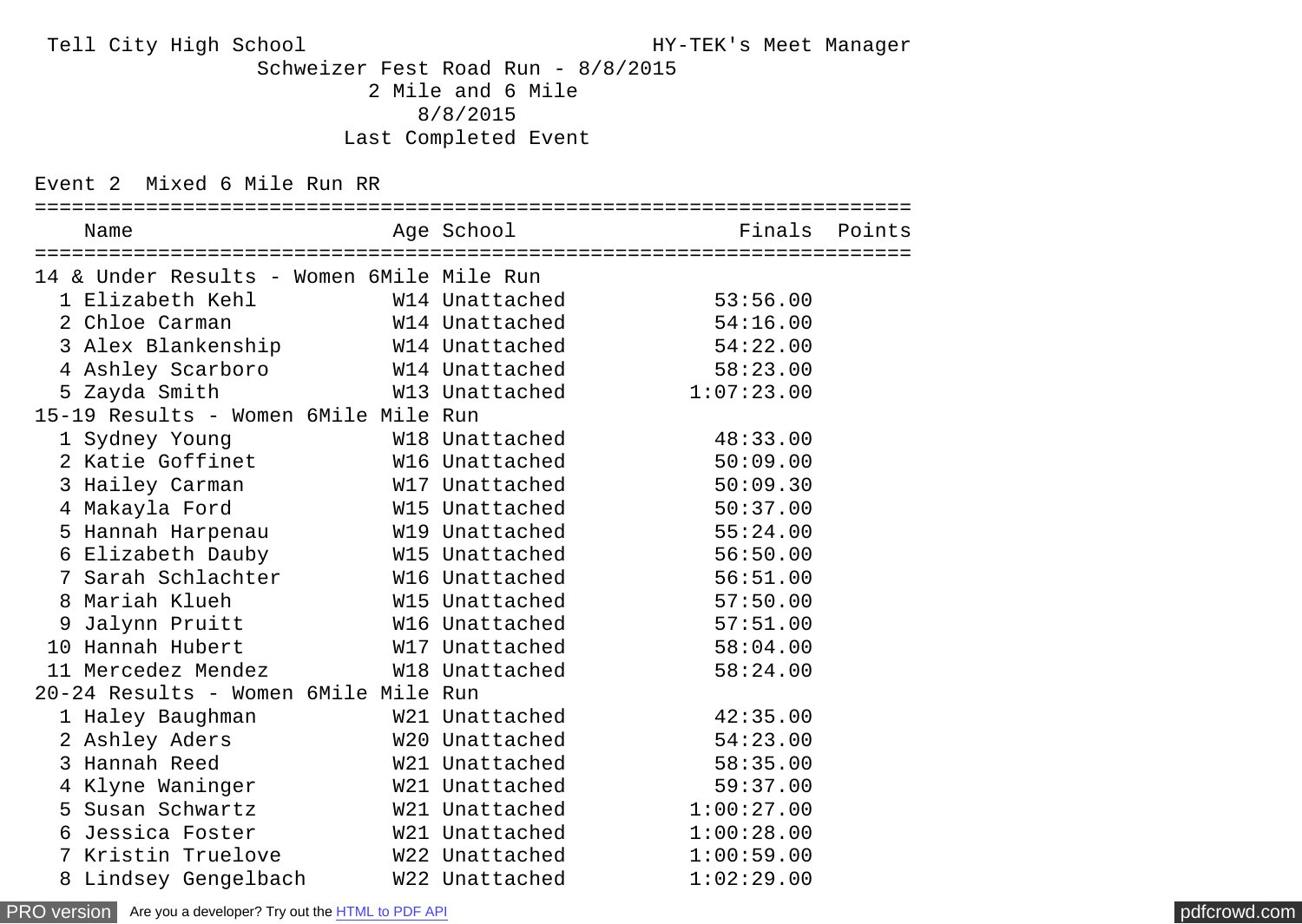Tell City High School — HY-TEK's Meet Manager

# Schweizer Fest Road Run - 8/8/2015

## 2 Mile and 6 Mile

8/8/2015

Last Completed Event

### Event 2 Mixed 6 Mile Run RR

| | Name | Age | School | Finals | Points |
|---|---|---|---|---|---|
| **14 & Under Results - Women 6Mile Mile Run** | | | | | |
| 1 | Elizabeth Kehl | W14 | Unattached | 53:56.00 | |
| 2 | Chloe Carman | W14 | Unattached | 54:16.00 | |
| 3 | Alex Blankenship | W14 | Unattached | 54:22.00 | |
| 4 | Ashley Scarboro | W14 | Unattached | 58:23.00 | |
| 5 | Zayda Smith | W13 | Unattached | 1:07:23.00 | |
| **15-19 Results - Women 6Mile Mile Run** | | | | | |
| 1 | Sydney Young | W18 | Unattached | 48:33.00 | |
| 2 | Katie Goffinet | W16 | Unattached | 50:09.00 | |
| 3 | Hailey Carman | W17 | Unattached | 50:09.30 | |
| 4 | Makayla Ford | W15 | Unattached | 50:37.00 | |
| 5 | Hannah Harpenau | W19 | Unattached | 55:24.00 | |
| 6 | Elizabeth Dauby | W15 | Unattached | 56:50.00 | |
| 7 | Sarah Schlachter | W16 | Unattached | 56:51.00 | |
| 8 | Mariah Klueh | W15 | Unattached | 57:50.00 | |
| 9 | Jalynn Pruitt | W16 | Unattached | 57:51.00 | |
| 10 | Hannah Hubert | W17 | Unattached | 58:04.00 | |
| 11 | Mercedez Mendez | W18 | Unattached | 58:24.00 | |
| **20-24 Results - Women 6Mile Mile Run** | | | | | |
| 1 | Haley Baughman | W21 | Unattached | 42:35.00 | |
| 2 | Ashley Aders | W20 | Unattached | 54:23.00 | |
| 3 | Hannah Reed | W21 | Unattached | 58:35.00 | |
| 4 | Klyne Waninger | W21 | Unattached | 59:37.00 | |
| 5 | Susan Schwartz | W21 | Unattached | 1:00:27.00 | |
| 6 | Jessica Foster | W21 | Unattached | 1:00:28.00 | |
| 7 | Kristin Truelove | W22 | Unattached | 1:00:59.00 | |
| 8 | Lindsey Gengelbach | W22 | Unattached | 1:02:29.00 | |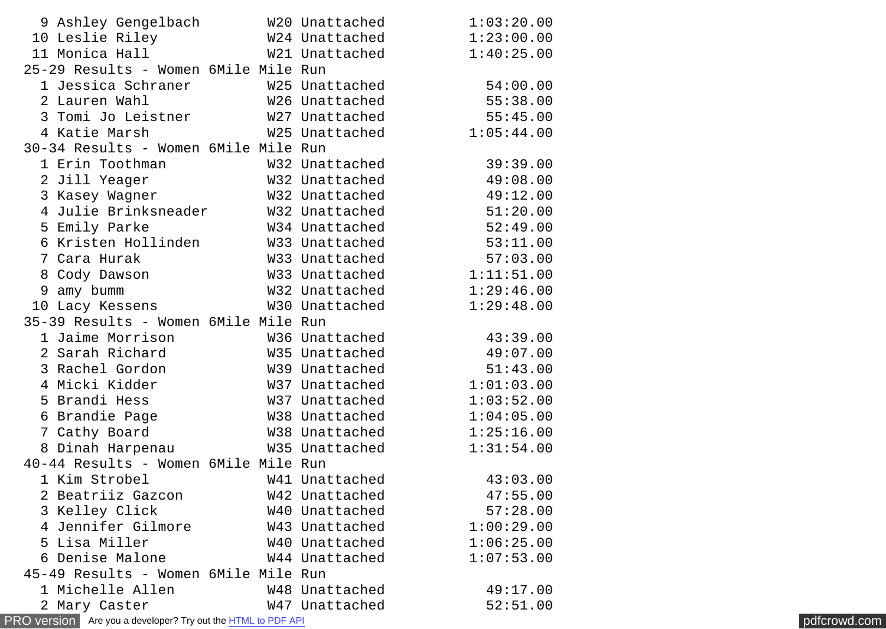```
  9 Ashley Gengelbach        W20 Unattached           1:03:20.00
 10 Leslie Riley             W24 Unattached           1:23:00.00
 11 Monica Hall              W21 Unattached           1:40:25.00
25-29 Results - Women 6Mile Mile Run
  1 Jessica Schraner         W25 Unattached             54:00.00
  2 Lauren Wahl              W26 Unattached             55:38.00
  3 Tomi Jo Leistner         W27 Unattached             55:45.00
  4 Katie Marsh              W25 Unattached           1:05:44.00
30-34 Results - Women 6Mile Mile Run
  1 Erin Toothman            W32 Unattached             39:39.00
  2 Jill Yeager              W32 Unattached             49:08.00
  3 Kasey Wagner             W32 Unattached             49:12.00
  4 Julie Brinksneader       W32 Unattached             51:20.00
  5 Emily Parke              W34 Unattached             52:49.00
  6 Kristen Hollinden        W33 Unattached             53:11.00
  7 Cara Hurak               W33 Unattached             57:03.00
  8 Cody Dawson              W33 Unattached           1:11:51.00
  9 amy bumm                 W32 Unattached           1:29:46.00
 10 Lacy Kessens             W30 Unattached           1:29:48.00
35-39 Results - Women 6Mile Mile Run
  1 Jaime Morrison           W36 Unattached             43:39.00
  2 Sarah Richard            W35 Unattached             49:07.00
  3 Rachel Gordon            W39 Unattached             51:43.00
  4 Micki Kidder             W37 Unattached           1:01:03.00
  5 Brandi Hess              W37 Unattached           1:03:52.00
  6 Brandie Page             W38 Unattached           1:04:05.00
  7 Cathy Board              W38 Unattached           1:25:16.00
  8 Dinah Harpenau           W35 Unattached           1:31:54.00
40-44 Results - Women 6Mile Mile Run
  1 Kim Strobel              W41 Unattached             43:03.00
  2 Beatriiz Gazcon          W42 Unattached             47:55.00
  3 Kelley Click             W40 Unattached             57:28.00
  4 Jennifer Gilmore         W43 Unattached           1:00:29.00
  5 Lisa Miller              W40 Unattached           1:06:25.00
  6 Denise Malone            W44 Unattached           1:07:53.00
45-49 Results - Women 6Mile Mile Run
  1 Michelle Allen           W48 Unattached             49:17.00
  2 Mary Caster              W47 Unattached             52:51.00
```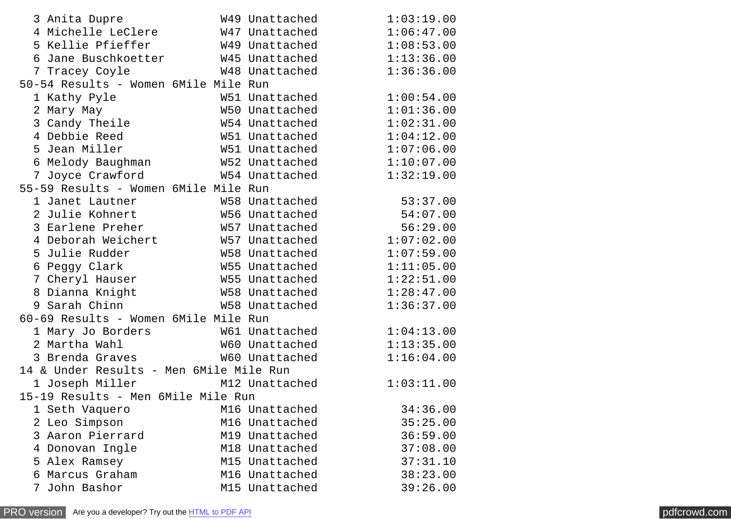```
  3 Anita Dupre             W49 Unattached          1:03:19.00
  4 Michelle LeClere        W47 Unattached          1:06:47.00
  5 Kellie Pfieffer         W49 Unattached          1:08:53.00
  6 Jane Buschkoetter       W45 Unattached          1:13:36.00
  7 Tracey Coyle            W48 Unattached          1:36:36.00
50-54 Results - Women 6Mile Mile Run
  1 Kathy Pyle              W51 Unattached          1:00:54.00
  2 Mary May                W50 Unattached          1:01:36.00
  3 Candy Theile            W54 Unattached          1:02:31.00
  4 Debbie Reed             W51 Unattached          1:04:12.00
  5 Jean Miller             W51 Unattached          1:07:06.00
  6 Melody Baughman         W52 Unattached          1:10:07.00
  7 Joyce Crawford          W54 Unattached          1:32:19.00
55-59 Results - Women 6Mile Mile Run
  1 Janet Lautner           W58 Unattached            53:37.00
  2 Julie Kohnert           W56 Unattached            54:07.00
  3 Earlene Preher          W57 Unattached            56:29.00
  4 Deborah Weichert        W57 Unattached          1:07:02.00
  5 Julie Rudder            W58 Unattached          1:07:59.00
  6 Peggy Clark             W55 Unattached          1:11:05.00
  7 Cheryl Hauser           W55 Unattached          1:22:51.00
  8 Dianna Knight           W58 Unattached          1:28:47.00
  9 Sarah Chinn             W58 Unattached          1:36:37.00
60-69 Results - Women 6Mile Mile Run
  1 Mary Jo Borders         W61 Unattached          1:04:13.00
  2 Martha Wahl             W60 Unattached          1:13:35.00
  3 Brenda Graves           W60 Unattached          1:16:04.00
14 & Under Results - Men 6Mile Mile Run
  1 Joseph Miller           M12 Unattached          1:03:11.00
15-19 Results - Men 6Mile Mile Run
  1 Seth Vaquero            M16 Unattached            34:36.00
  2 Leo Simpson             M16 Unattached            35:25.00
  3 Aaron Pierrard          M19 Unattached            36:59.00
  4 Donovan Ingle           M18 Unattached            37:08.00
  5 Alex Ramsey             M15 Unattached            37:31.10
  6 Marcus Graham           M16 Unattached            38:23.00
  7 John Bashor             M15 Unattached            39:26.00
```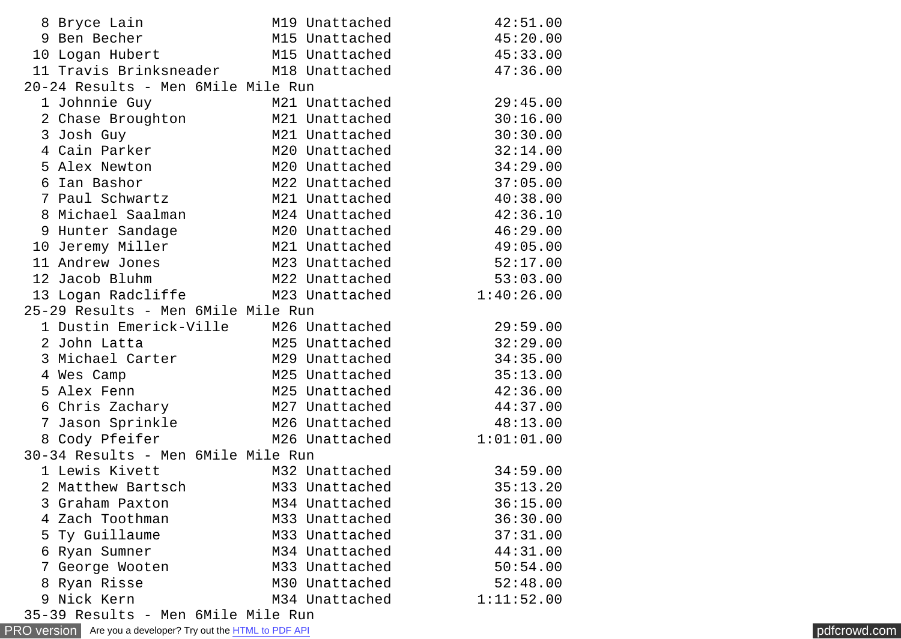```
  8 Bryce Lain             M19 Unattached            42:51.00
  9 Ben Becher             M15 Unattached            45:20.00
 10 Logan Hubert           M15 Unattached            45:33.00
 11 Travis Brinksneader    M18 Unattached            47:36.00
20-24 Results - Men 6Mile Mile Run
  1 Johnnie Guy            M21 Unattached            29:45.00
  2 Chase Broughton        M21 Unattached            30:16.00
  3 Josh Guy               M21 Unattached            30:30.00
  4 Cain Parker            M20 Unattached            32:14.00
  5 Alex Newton            M20 Unattached            34:29.00
  6 Ian Bashor             M22 Unattached            37:05.00
  7 Paul Schwartz          M21 Unattached            40:38.00
  8 Michael Saalman        M24 Unattached            42:36.10
  9 Hunter Sandage         M20 Unattached            46:29.00
 10 Jeremy Miller          M21 Unattached            49:05.00
 11 Andrew Jones           M23 Unattached            52:17.00
 12 Jacob Bluhm            M22 Unattached            53:03.00
 13 Logan Radcliffe        M23 Unattached          1:40:26.00
25-29 Results - Men 6Mile Mile Run
  1 Dustin Emerick-Ville   M26 Unattached            29:59.00
  2 John Latta             M25 Unattached            32:29.00
  3 Michael Carter         M29 Unattached            34:35.00
  4 Wes Camp               M25 Unattached            35:13.00
  5 Alex Fenn              M25 Unattached            42:36.00
  6 Chris Zachary          M27 Unattached            44:37.00
  7 Jason Sprinkle         M26 Unattached            48:13.00
  8 Cody Pfeifer           M26 Unattached          1:01:01.00
30-34 Results - Men 6Mile Mile Run
  1 Lewis Kivett           M32 Unattached            34:59.00
  2 Matthew Bartsch        M33 Unattached            35:13.20
  3 Graham Paxton          M34 Unattached            36:15.00
  4 Zach Toothman          M33 Unattached            36:30.00
  5 Ty Guillaume           M33 Unattached            37:31.00
  6 Ryan Sumner            M34 Unattached            44:31.00
  7 George Wooten          M33 Unattached            50:54.00
  8 Ryan Risse             M30 Unattached            52:48.00
  9 Nick Kern              M34 Unattached          1:11:52.00
35-39 Results - Men 6Mile Mile Run
```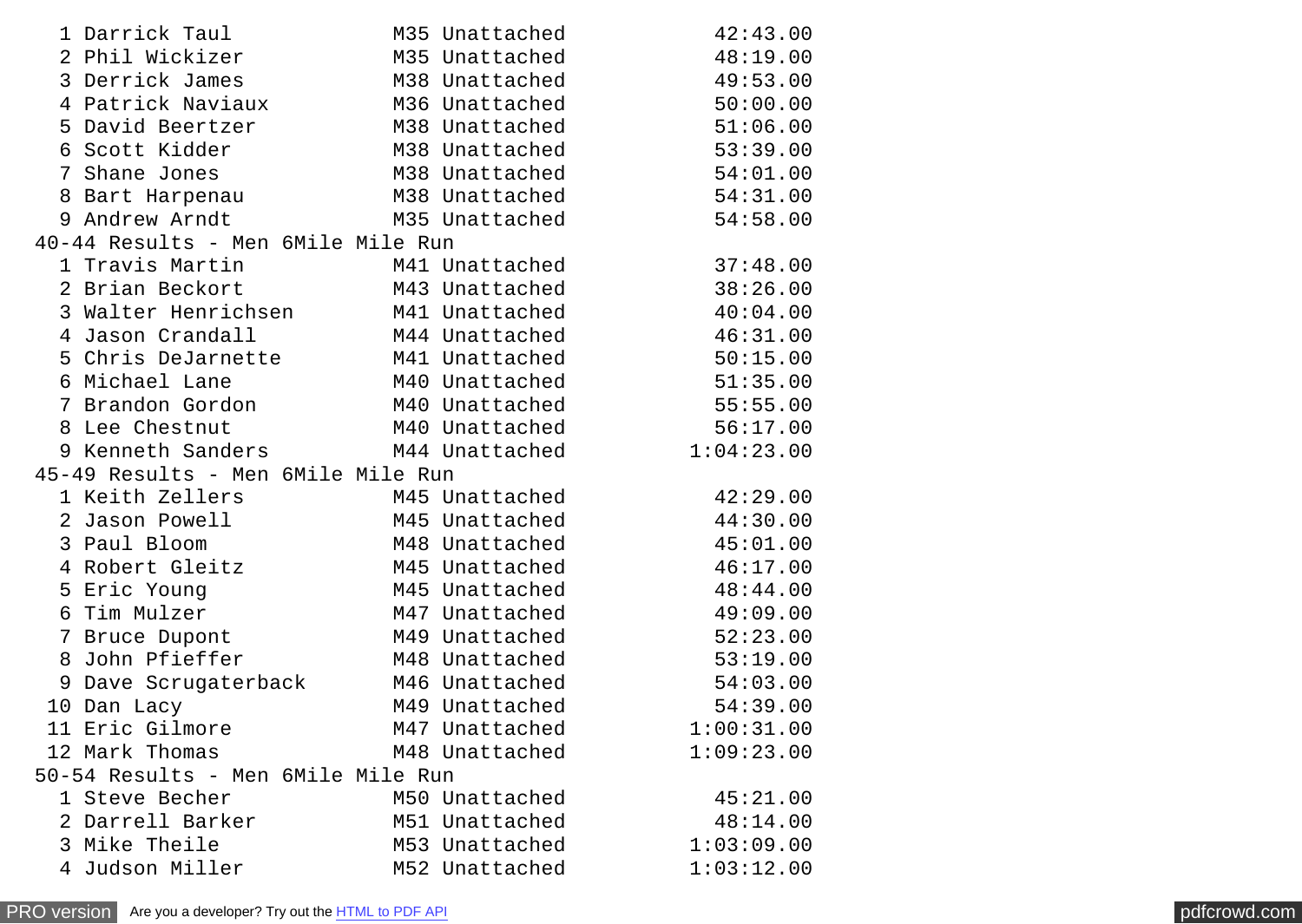```
  1 Darrick Taul             M35 Unattached            42:43.00
  2 Phil Wickizer            M35 Unattached            48:19.00
  3 Derrick James            M38 Unattached            49:53.00
  4 Patrick Naviaux          M36 Unattached            50:00.00
  5 David Beertzer           M38 Unattached            51:06.00
  6 Scott Kidder             M38 Unattached            53:39.00
  7 Shane Jones              M38 Unattached            54:01.00
  8 Bart Harpenau            M38 Unattached            54:31.00
  9 Andrew Arndt             M35 Unattached            54:58.00
40-44 Results - Men 6Mile Mile Run
  1 Travis Martin            M41 Unattached            37:48.00
  2 Brian Beckort            M43 Unattached            38:26.00
  3 Walter Henrichsen        M41 Unattached            40:04.00
  4 Jason Crandall           M44 Unattached            46:31.00
  5 Chris DeJarnette         M41 Unattached            50:15.00
  6 Michael Lane             M40 Unattached            51:35.00
  7 Brandon Gordon           M40 Unattached            55:55.00
  8 Lee Chestnut             M40 Unattached            56:17.00
  9 Kenneth Sanders          M44 Unattached          1:04:23.00
45-49 Results - Men 6Mile Mile Run
  1 Keith Zellers            M45 Unattached            42:29.00
  2 Jason Powell             M45 Unattached            44:30.00
  3 Paul Bloom               M48 Unattached            45:01.00
  4 Robert Gleitz            M45 Unattached            46:17.00
  5 Eric Young               M45 Unattached            48:44.00
  6 Tim Mulzer               M47 Unattached            49:09.00
  7 Bruce Dupont             M49 Unattached            52:23.00
  8 John Pfieffer            M48 Unattached            53:19.00
  9 Dave Scrugaterback       M46 Unattached            54:03.00
 10 Dan Lacy                 M49 Unattached            54:39.00
 11 Eric Gilmore             M47 Unattached          1:00:31.00
 12 Mark Thomas              M48 Unattached          1:09:23.00
50-54 Results - Men 6Mile Mile Run
  1 Steve Becher             M50 Unattached            45:21.00
  2 Darrell Barker           M51 Unattached            48:14.00
  3 Mike Theile              M53 Unattached          1:03:09.00
  4 Judson Miller            M52 Unattached          1:03:12.00
```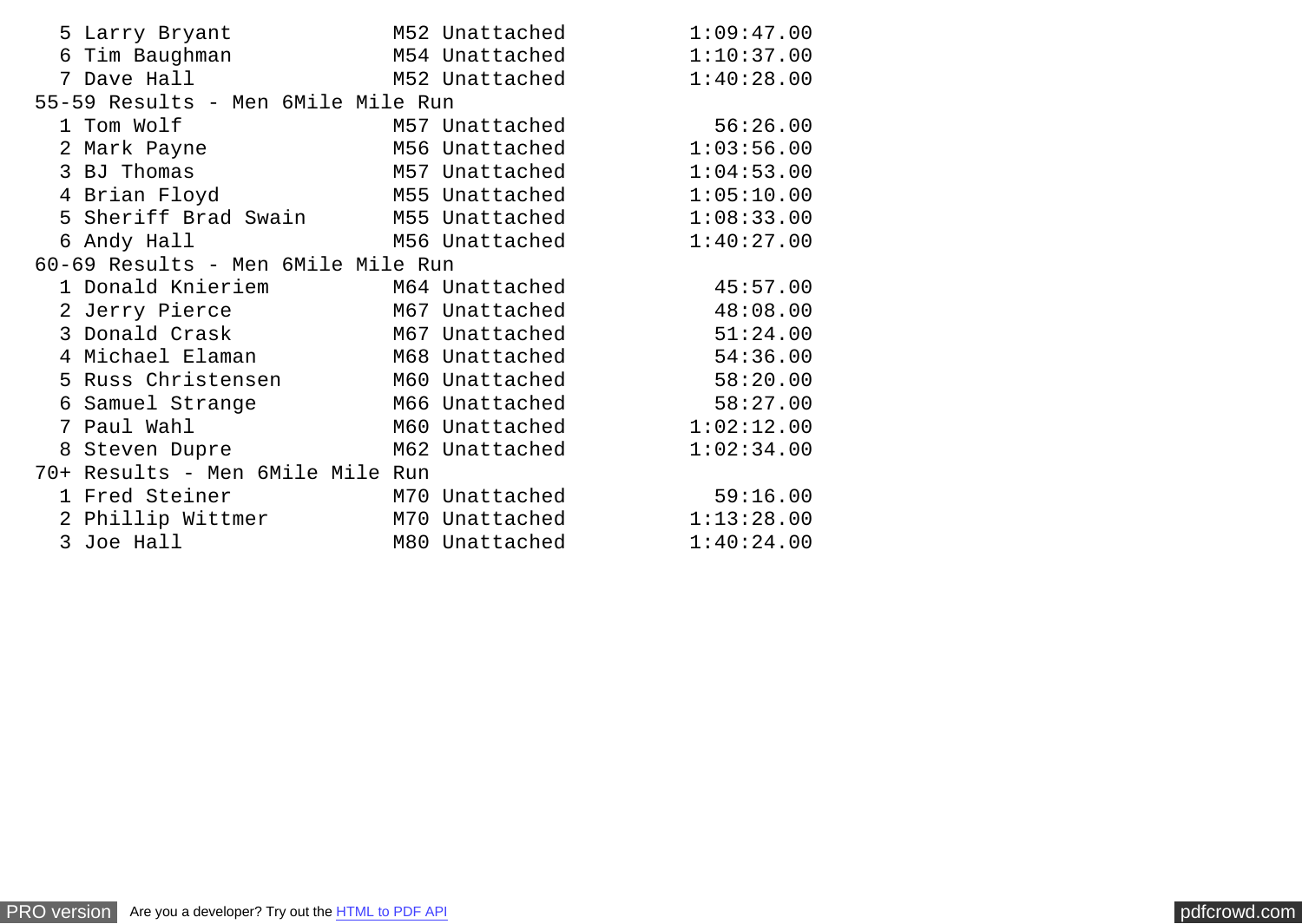| | | | | |
|---|---|---|---|---|
| 5 | Larry Bryant | M52 | Unattached | 1:09:47.00 |
| 6 | Tim Baughman | M54 | Unattached | 1:10:37.00 |
| 7 | Dave Hall | M52 | Unattached | 1:40:28.00 |

55-59 Results - Men 6Mile Mile Run

| | | | | |
|---|---|---|---|---|
| 1 | Tom Wolf | M57 | Unattached | 56:26.00 |
| 2 | Mark Payne | M56 | Unattached | 1:03:56.00 |
| 3 | BJ Thomas | M57 | Unattached | 1:04:53.00 |
| 4 | Brian Floyd | M55 | Unattached | 1:05:10.00 |
| 5 | Sheriff Brad Swain | M55 | Unattached | 1:08:33.00 |
| 6 | Andy Hall | M56 | Unattached | 1:40:27.00 |

60-69 Results - Men 6Mile Mile Run

| | | | | |
|---|---|---|---|---|
| 1 | Donald Knieriem | M64 | Unattached | 45:57.00 |
| 2 | Jerry Pierce | M67 | Unattached | 48:08.00 |
| 3 | Donald Crask | M67 | Unattached | 51:24.00 |
| 4 | Michael Elaman | M68 | Unattached | 54:36.00 |
| 5 | Russ Christensen | M60 | Unattached | 58:20.00 |
| 6 | Samuel Strange | M66 | Unattached | 58:27.00 |
| 7 | Paul Wahl | M60 | Unattached | 1:02:12.00 |
| 8 | Steven Dupre | M62 | Unattached | 1:02:34.00 |

70+ Results - Men 6Mile Mile Run

| | | | | |
|---|---|---|---|---|
| 1 | Fred Steiner | M70 | Unattached | 59:16.00 |
| 2 | Phillip Wittmer | M70 | Unattached | 1:13:28.00 |
| 3 | Joe Hall | M80 | Unattached | 1:40:24.00 |